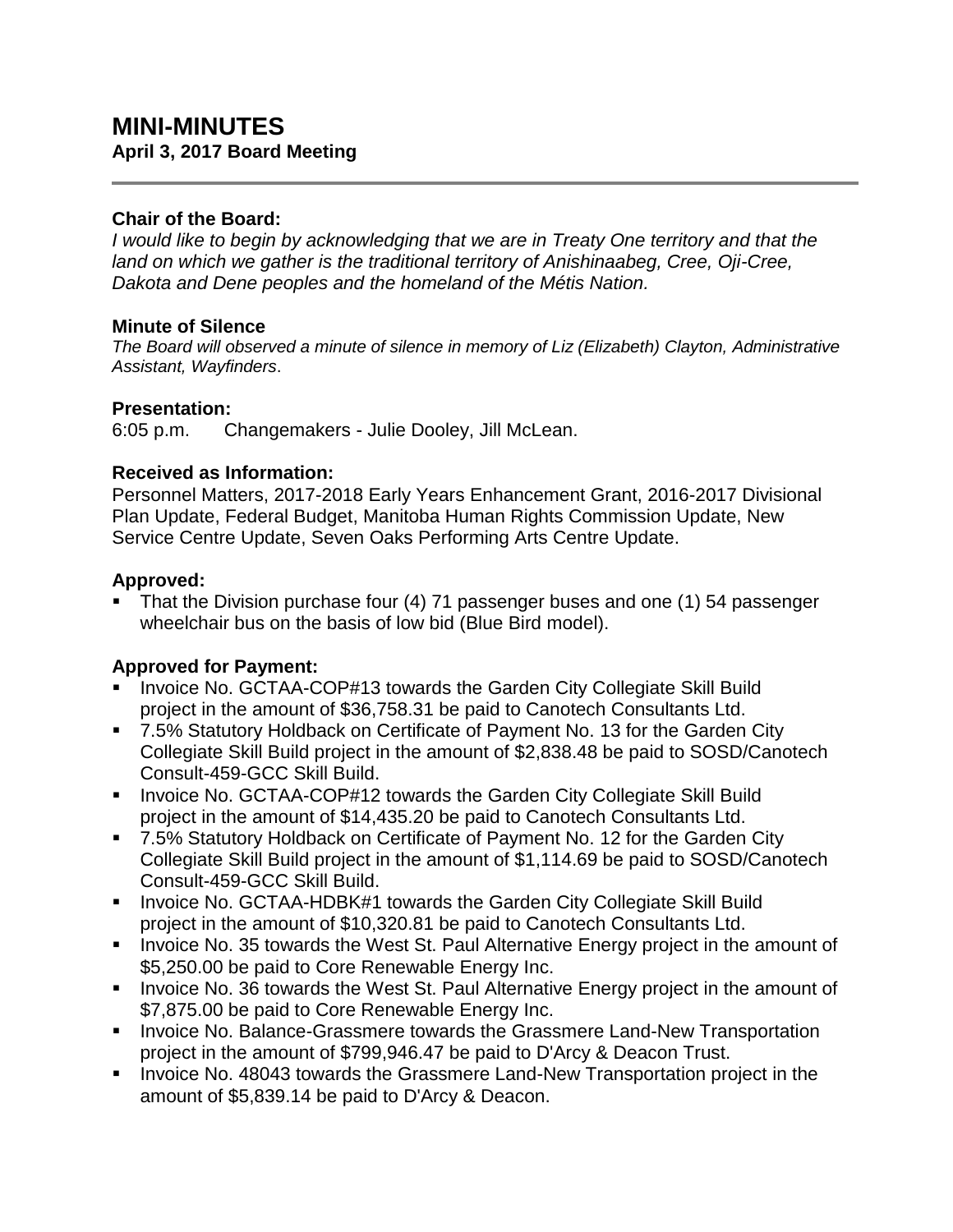# MINI-MINUTES

**April 3, 2017 Board Meeting**

---

**Chair of the Board:**

*I would like to begin by acknowledging that we are in Treaty One territory and that the land on which we gather is the traditional territory of Anishinaabeg, Cree, Oji-Cree, Dakota and Dene peoples and the homeland of the Métis Nation.*

**Minute of Silence**

*The Board will observed a minute of silence in memory of Liz (Elizabeth) Clayton, Administrative Assistant, Wayfinders*.

**Presentation:**

6:05 p.m. Changemakers - Julie Dooley, Jill McLean.

**Received as Information:**

Personnel Matters, 2017-2018 Early Years Enhancement Grant, 2016-2017 Divisional Plan Update, Federal Budget, Manitoba Human Rights Commission Update, New Service Centre Update, Seven Oaks Performing Arts Centre Update.

**Approved:**

- That the Division purchase four (4) 71 passenger buses and one (1) 54 passenger wheelchair bus on the basis of low bid (Blue Bird model).

**Approved for Payment:**

- Invoice No. GCTAA-COP#13 towards the Garden City Collegiate Skill Build project in the amount of $36,758.31 be paid to Canotech Consultants Ltd.
- 7.5% Statutory Holdback on Certificate of Payment No. 13 for the Garden City Collegiate Skill Build project in the amount of $2,838.48 be paid to SOSD/Canotech Consult-459-GCC Skill Build.
- Invoice No. GCTAA-COP#12 towards the Garden City Collegiate Skill Build project in the amount of $14,435.20 be paid to Canotech Consultants Ltd.
- 7.5% Statutory Holdback on Certificate of Payment No. 12 for the Garden City Collegiate Skill Build project in the amount of $1,114.69 be paid to SOSD/Canotech Consult-459-GCC Skill Build.
- Invoice No. GCTAA-HDBK#1 towards the Garden City Collegiate Skill Build project in the amount of $10,320.81 be paid to Canotech Consultants Ltd.
- Invoice No. 35 towards the West St. Paul Alternative Energy project in the amount of $5,250.00 be paid to Core Renewable Energy Inc.
- Invoice No. 36 towards the West St. Paul Alternative Energy project in the amount of $7,875.00 be paid to Core Renewable Energy Inc.
- Invoice No. Balance-Grassmere towards the Grassmere Land-New Transportation project in the amount of $799,946.47 be paid to D'Arcy & Deacon Trust.
- Invoice No. 48043 towards the Grassmere Land-New Transportation project in the amount of $5,839.14 be paid to D'Arcy & Deacon.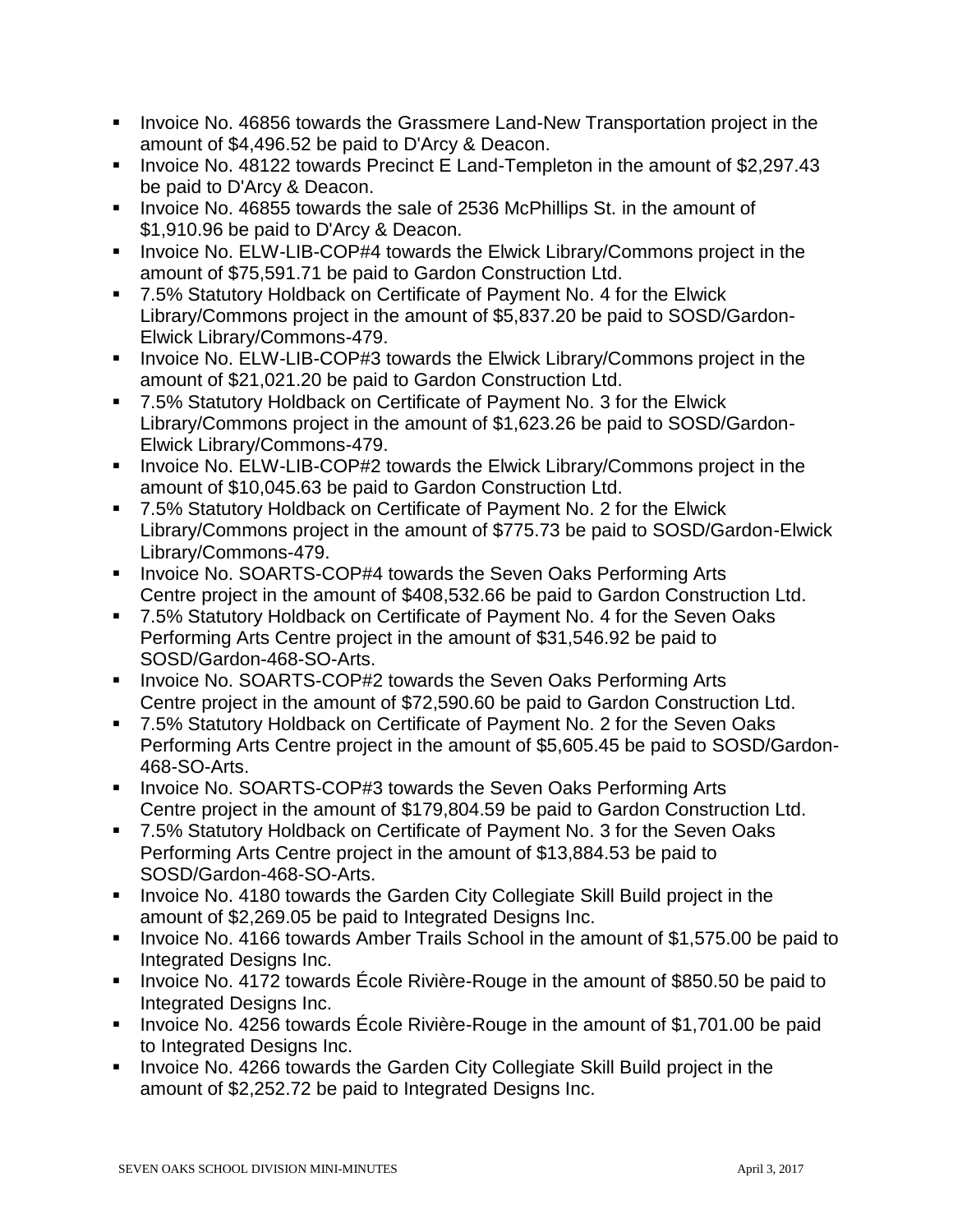- Invoice No. 46856 towards the Grassmere Land-New Transportation project in the amount of $4,496.52 be paid to D'Arcy & Deacon.
- Invoice No. 48122 towards Precinct E Land-Templeton in the amount of $2,297.43 be paid to D'Arcy & Deacon.
- Invoice No. 46855 towards the sale of 2536 McPhillips St. in the amount of $1,910.96 be paid to D'Arcy & Deacon.
- Invoice No. ELW-LIB-COP#4 towards the Elwick Library/Commons project in the amount of $75,591.71 be paid to Gardon Construction Ltd.
- 7.5% Statutory Holdback on Certificate of Payment No. 4 for the Elwick Library/Commons project in the amount of $5,837.20 be paid to SOSD/Gardon-Elwick Library/Commons-479.
- Invoice No. ELW-LIB-COP#3 towards the Elwick Library/Commons project in the amount of $21,021.20 be paid to Gardon Construction Ltd.
- 7.5% Statutory Holdback on Certificate of Payment No. 3 for the Elwick Library/Commons project in the amount of $1,623.26 be paid to SOSD/Gardon-Elwick Library/Commons-479.
- Invoice No. ELW-LIB-COP#2 towards the Elwick Library/Commons project in the amount of $10,045.63 be paid to Gardon Construction Ltd.
- 7.5% Statutory Holdback on Certificate of Payment No. 2 for the Elwick Library/Commons project in the amount of $775.73 be paid to SOSD/Gardon-Elwick Library/Commons-479.
- Invoice No. SOARTS-COP#4 towards the Seven Oaks Performing Arts Centre project in the amount of $408,532.66 be paid to Gardon Construction Ltd.
- 7.5% Statutory Holdback on Certificate of Payment No. 4 for the Seven Oaks Performing Arts Centre project in the amount of $31,546.92 be paid to SOSD/Gardon-468-SO-Arts.
- Invoice No. SOARTS-COP#2 towards the Seven Oaks Performing Arts Centre project in the amount of $72,590.60 be paid to Gardon Construction Ltd.
- 7.5% Statutory Holdback on Certificate of Payment No. 2 for the Seven Oaks Performing Arts Centre project in the amount of $5,605.45 be paid to SOSD/Gardon-468-SO-Arts.
- Invoice No. SOARTS-COP#3 towards the Seven Oaks Performing Arts Centre project in the amount of $179,804.59 be paid to Gardon Construction Ltd.
- 7.5% Statutory Holdback on Certificate of Payment No. 3 for the Seven Oaks Performing Arts Centre project in the amount of $13,884.53 be paid to SOSD/Gardon-468-SO-Arts.
- Invoice No. 4180 towards the Garden City Collegiate Skill Build project in the amount of $2,269.05 be paid to Integrated Designs Inc.
- Invoice No. 4166 towards Amber Trails School in the amount of $1,575.00 be paid to Integrated Designs Inc.
- Invoice No. 4172 towards École Rivière-Rouge in the amount of $850.50 be paid to Integrated Designs Inc.
- Invoice No. 4256 towards École Rivière-Rouge in the amount of $1,701.00 be paid to Integrated Designs Inc.
- Invoice No. 4266 towards the Garden City Collegiate Skill Build project in the amount of $2,252.72 be paid to Integrated Designs Inc.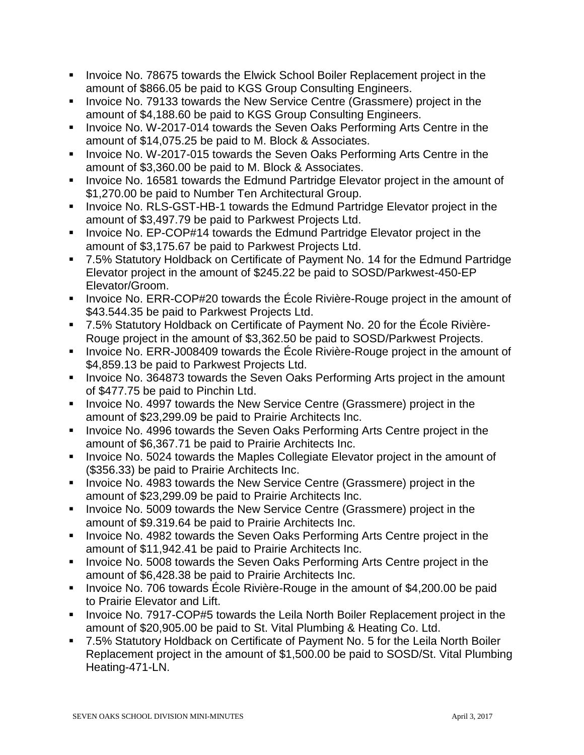- Invoice No. 78675 towards the Elwick School Boiler Replacement project in the amount of $866.05 be paid to KGS Group Consulting Engineers.
- Invoice No. 79133 towards the New Service Centre (Grassmere) project in the amount of $4,188.60 be paid to KGS Group Consulting Engineers.
- Invoice No. W-2017-014 towards the Seven Oaks Performing Arts Centre in the amount of $14,075.25 be paid to M. Block & Associates.
- Invoice No. W-2017-015 towards the Seven Oaks Performing Arts Centre in the amount of $3,360.00 be paid to M. Block & Associates.
- Invoice No. 16581 towards the Edmund Partridge Elevator project in the amount of $1,270.00 be paid to Number Ten Architectural Group.
- Invoice No. RLS-GST-HB-1 towards the Edmund Partridge Elevator project in the amount of $3,497.79 be paid to Parkwest Projects Ltd.
- Invoice No. EP-COP#14 towards the Edmund Partridge Elevator project in the amount of $3,175.67 be paid to Parkwest Projects Ltd.
- 7.5% Statutory Holdback on Certificate of Payment No. 14 for the Edmund Partridge Elevator project in the amount of $245.22 be paid to SOSD/Parkwest-450-EP Elevator/Groom.
- Invoice No. ERR-COP#20 towards the École Rivière-Rouge project in the amount of $43.544.35 be paid to Parkwest Projects Ltd.
- 7.5% Statutory Holdback on Certificate of Payment No. 20 for the École Rivière-Rouge project in the amount of $3,362.50 be paid to SOSD/Parkwest Projects.
- Invoice No. ERR-J008409 towards the École Rivière-Rouge project in the amount of $4,859.13 be paid to Parkwest Projects Ltd.
- Invoice No. 364873 towards the Seven Oaks Performing Arts project in the amount of $477.75 be paid to Pinchin Ltd.
- Invoice No. 4997 towards the New Service Centre (Grassmere) project in the amount of $23,299.09 be paid to Prairie Architects Inc.
- Invoice No. 4996 towards the Seven Oaks Performing Arts Centre project in the amount of $6,367.71 be paid to Prairie Architects Inc.
- Invoice No. 5024 towards the Maples Collegiate Elevator project in the amount of ($356.33) be paid to Prairie Architects Inc.
- Invoice No. 4983 towards the New Service Centre (Grassmere) project in the amount of $23,299.09 be paid to Prairie Architects Inc.
- Invoice No. 5009 towards the New Service Centre (Grassmere) project in the amount of $9.319.64 be paid to Prairie Architects Inc.
- Invoice No. 4982 towards the Seven Oaks Performing Arts Centre project in the amount of $11,942.41 be paid to Prairie Architects Inc.
- Invoice No. 5008 towards the Seven Oaks Performing Arts Centre project in the amount of $6,428.38 be paid to Prairie Architects Inc.
- Invoice No. 706 towards École Rivière-Rouge in the amount of $4,200.00 be paid to Prairie Elevator and Lift.
- Invoice No. 7917-COP#5 towards the Leila North Boiler Replacement project in the amount of $20,905.00 be paid to St. Vital Plumbing & Heating Co. Ltd.
- 7.5% Statutory Holdback on Certificate of Payment No. 5 for the Leila North Boiler Replacement project in the amount of $1,500.00 be paid to SOSD/St. Vital Plumbing Heating-471-LN.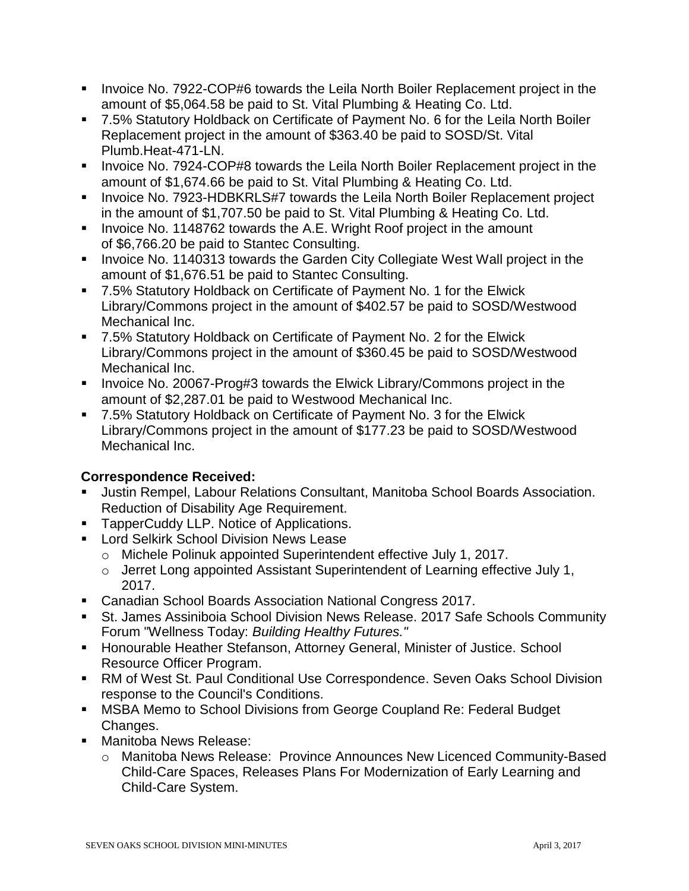- Invoice No. 7922-COP#6 towards the Leila North Boiler Replacement project in the amount of $5,064.58 be paid to St. Vital Plumbing & Heating Co. Ltd.
- 7.5% Statutory Holdback on Certificate of Payment No. 6 for the Leila North Boiler Replacement project in the amount of $363.40 be paid to SOSD/St. Vital Plumb.Heat-471-LN.
- Invoice No. 7924-COP#8 towards the Leila North Boiler Replacement project in the amount of $1,674.66 be paid to St. Vital Plumbing & Heating Co. Ltd.
- Invoice No. 7923-HDBKRLS#7 towards the Leila North Boiler Replacement project in the amount of $1,707.50 be paid to St. Vital Plumbing & Heating Co. Ltd.
- Invoice No. 1148762 towards the A.E. Wright Roof project in the amount of $6,766.20 be paid to Stantec Consulting.
- Invoice No. 1140313 towards the Garden City Collegiate West Wall project in the amount of $1,676.51 be paid to Stantec Consulting.
- 7.5% Statutory Holdback on Certificate of Payment No. 1 for the Elwick Library/Commons project in the amount of $402.57 be paid to SOSD/Westwood Mechanical Inc.
- 7.5% Statutory Holdback on Certificate of Payment No. 2 for the Elwick Library/Commons project in the amount of $360.45 be paid to SOSD/Westwood Mechanical Inc.
- Invoice No. 20067-Prog#3 towards the Elwick Library/Commons project in the amount of $2,287.01 be paid to Westwood Mechanical Inc.
- 7.5% Statutory Holdback on Certificate of Payment No. 3 for the Elwick Library/Commons project in the amount of $177.23 be paid to SOSD/Westwood Mechanical Inc.

**Correspondence Received:**

- Justin Rempel, Labour Relations Consultant, Manitoba School Boards Association. Reduction of Disability Age Requirement.
- TapperCuddy LLP. Notice of Applications.
- Lord Selkirk School Division News Lease
  - Michele Polinuk appointed Superintendent effective July 1, 2017.
  - Jerret Long appointed Assistant Superintendent of Learning effective July 1, 2017.
- Canadian School Boards Association National Congress 2017.
- St. James Assiniboia School Division News Release. 2017 Safe Schools Community Forum "Wellness Today: *Building Healthy Futures."*
- Honourable Heather Stefanson, Attorney General, Minister of Justice. School Resource Officer Program.
- RM of West St. Paul Conditional Use Correspondence. Seven Oaks School Division response to the Council's Conditions.
- MSBA Memo to School Divisions from George Coupland Re: Federal Budget Changes.
- Manitoba News Release:
  - Manitoba News Release: Province Announces New Licenced Community-Based Child-Care Spaces, Releases Plans For Modernization of Early Learning and Child-Care System.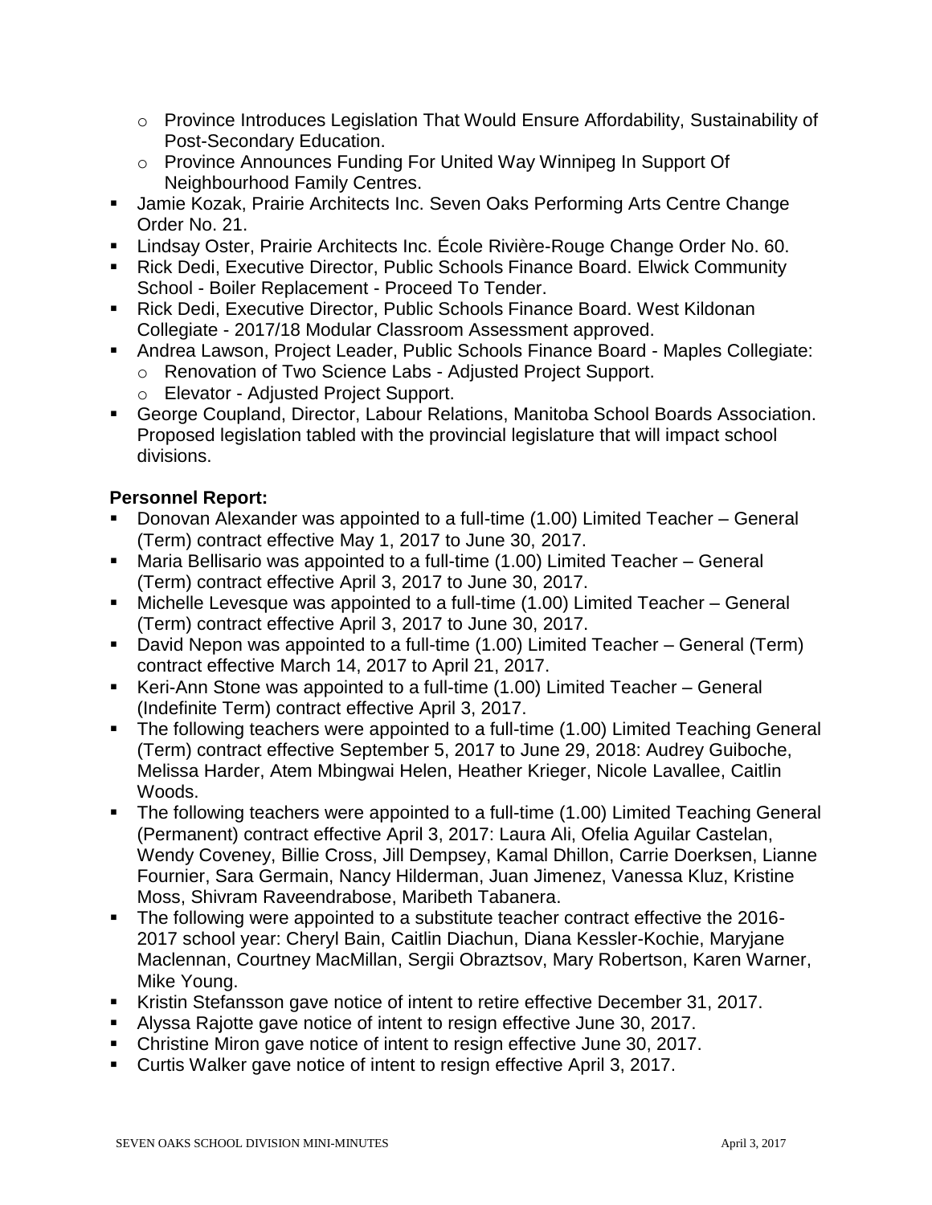- Province Introduces Legislation That Would Ensure Affordability, Sustainability of Post-Secondary Education.
    - Province Announces Funding For United Way Winnipeg In Support Of Neighbourhood Family Centres.
- Jamie Kozak, Prairie Architects Inc. Seven Oaks Performing Arts Centre Change Order No. 21.
- Lindsay Oster, Prairie Architects Inc. École Rivière-Rouge Change Order No. 60.
- Rick Dedi, Executive Director, Public Schools Finance Board. Elwick Community School - Boiler Replacement - Proceed To Tender.
- Rick Dedi, Executive Director, Public Schools Finance Board. West Kildonan Collegiate - 2017/18 Modular Classroom Assessment approved.
- Andrea Lawson, Project Leader, Public Schools Finance Board - Maples Collegiate:
    - Renovation of Two Science Labs - Adjusted Project Support.
    - Elevator - Adjusted Project Support.
- George Coupland, Director, Labour Relations, Manitoba School Boards Association. Proposed legislation tabled with the provincial legislature that will impact school divisions.

**Personnel Report:**

- Donovan Alexander was appointed to a full-time (1.00) Limited Teacher – General (Term) contract effective May 1, 2017 to June 30, 2017.
- Maria Bellisario was appointed to a full-time (1.00) Limited Teacher – General (Term) contract effective April 3, 2017 to June 30, 2017.
- Michelle Levesque was appointed to a full-time (1.00) Limited Teacher – General (Term) contract effective April 3, 2017 to June 30, 2017.
- David Nepon was appointed to a full-time (1.00) Limited Teacher – General (Term) contract effective March 14, 2017 to April 21, 2017.
- Keri-Ann Stone was appointed to a full-time (1.00) Limited Teacher – General (Indefinite Term) contract effective April 3, 2017.
- The following teachers were appointed to a full-time (1.00) Limited Teaching General (Term) contract effective September 5, 2017 to June 29, 2018: Audrey Guiboche, Melissa Harder, Atem Mbingwai Helen, Heather Krieger, Nicole Lavallee, Caitlin Woods.
- The following teachers were appointed to a full-time (1.00) Limited Teaching General (Permanent) contract effective April 3, 2017: Laura Ali, Ofelia Aguilar Castelan, Wendy Coveney, Billie Cross, Jill Dempsey, Kamal Dhillon, Carrie Doerksen, Lianne Fournier, Sara Germain, Nancy Hilderman, Juan Jimenez, Vanessa Kluz, Kristine Moss, Shivram Raveendrabose, Maribeth Tabanera.
- The following were appointed to a substitute teacher contract effective the 2016-2017 school year: Cheryl Bain, Caitlin Diachun, Diana Kessler-Kochie, Maryjane Maclennan, Courtney MacMillan, Sergii Obraztsov, Mary Robertson, Karen Warner, Mike Young.
- Kristin Stefansson gave notice of intent to retire effective December 31, 2017.
- Alyssa Rajotte gave notice of intent to resign effective June 30, 2017.
- Christine Miron gave notice of intent to resign effective June 30, 2017.
- Curtis Walker gave notice of intent to resign effective April 3, 2017.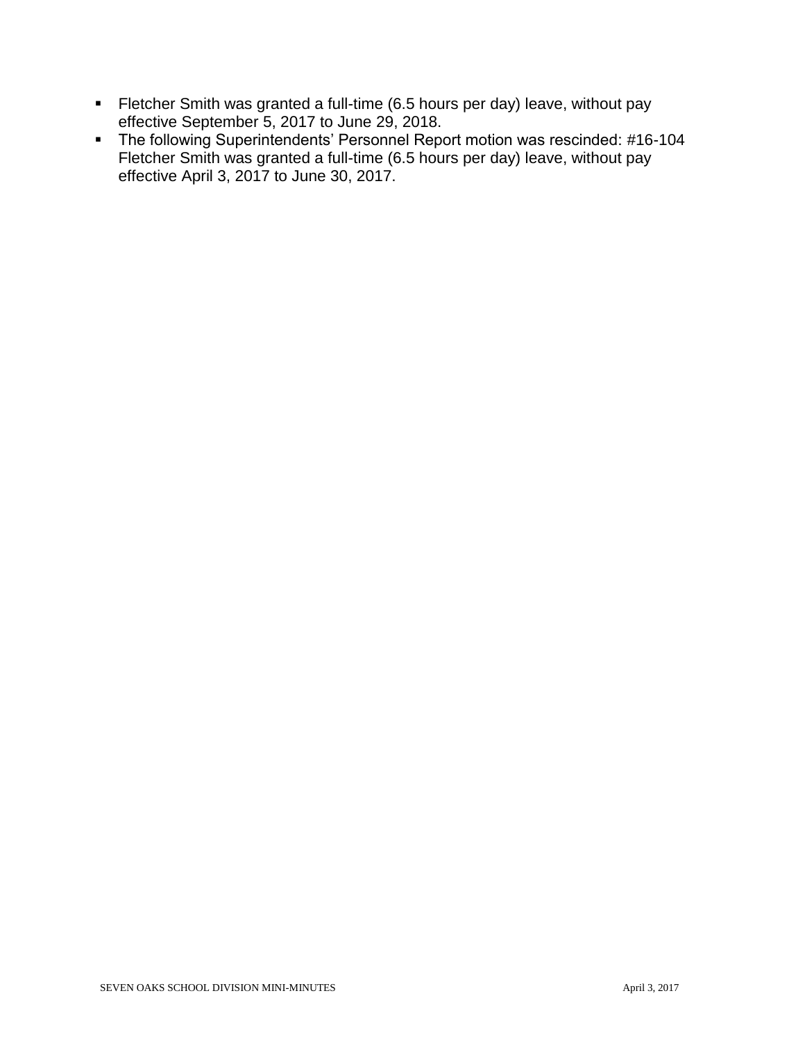- Fletcher Smith was granted a full-time (6.5 hours per day) leave, without pay effective September 5, 2017 to June 29, 2018.
- The following Superintendents' Personnel Report motion was rescinded: #16-104 Fletcher Smith was granted a full-time (6.5 hours per day) leave, without pay effective April 3, 2017 to June 30, 2017.